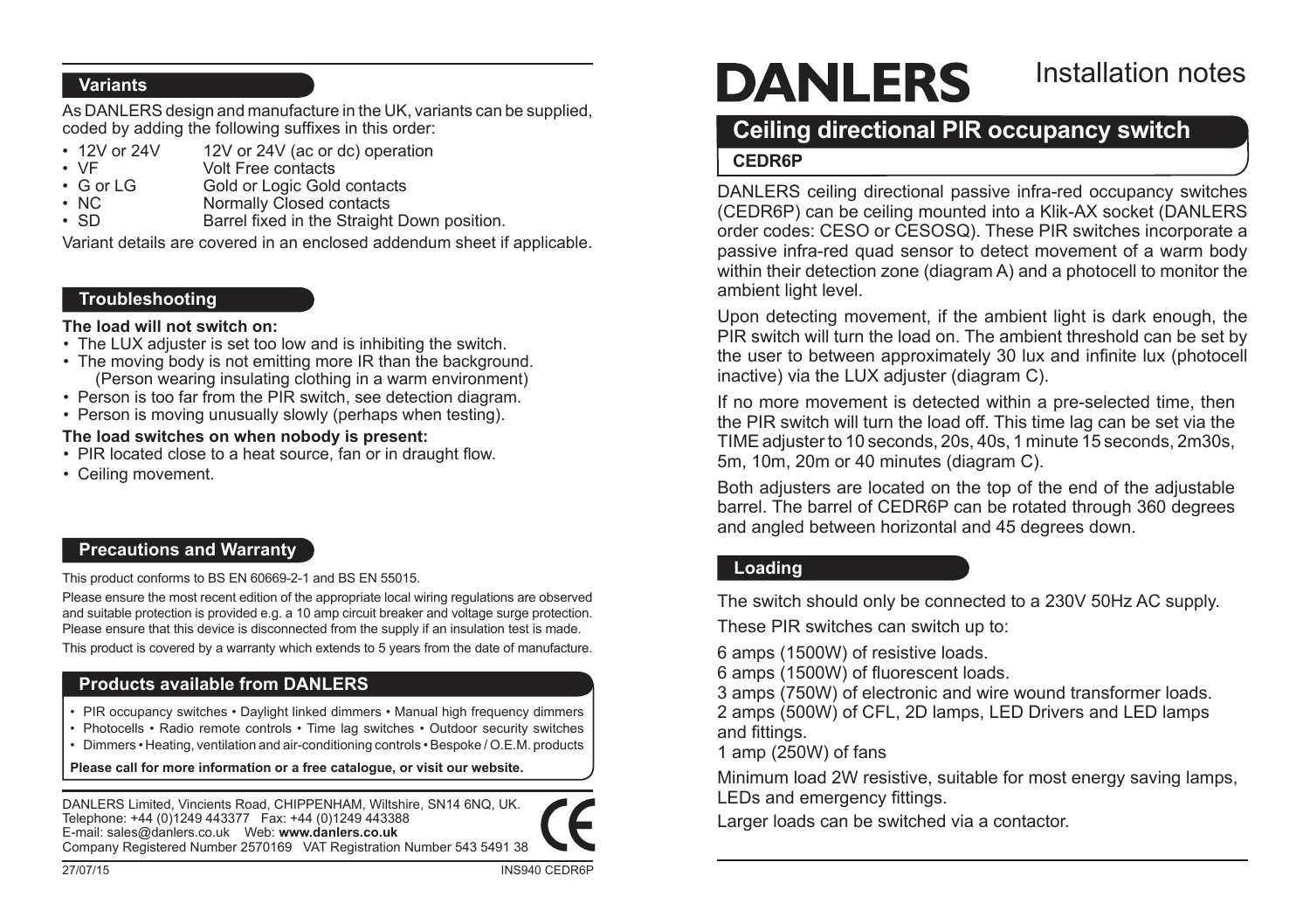# DANLERS

Installation notes

## Ceiling directional PIR occupancy switch

**CEDR6P**

DANLERS ceiling directional passive infra-red occupancy switches (CEDR6P) can be ceiling mounted into a Klik-AX socket (DANLERS order codes: CESO or CESOSQ). These PIR switches incorporate a passive infra-red quad sensor to detect movement of a warm body within their detection zone (diagram A) and a photocell to monitor the ambient light level.

Upon detecting movement, if the ambient light is dark enough, the PIR switch will turn the load on. The ambient threshold can be set by the user to between approximately 30 lux and infinite lux (photocell inactive) via the LUX adjuster (diagram C).

If no more movement is detected within a pre-selected time, then the PIR switch will turn the load off. This time lag can be set via the TIME adjuster to 10 seconds, 20s, 40s, 1 minute 15 seconds, 2m30s, 5m, 10m, 20m or 40 minutes (diagram C).

Both adjusters are located on the top of the end of the adjustable barrel. The barrel of CEDR6P can be rotated through 360 degrees and angled between horizontal and 45 degrees down.

### Loading

The switch should only be connected to a 230V 50Hz AC supply.

These PIR switches can switch up to:

6 amps (1500W) of resistive loads.
6 amps (1500W) of fluorescent loads.
3 amps (750W) of electronic and wire wound transformer loads.
2 amps (500W) of CFL, 2D lamps, LED Drivers and LED lamps and fittings.
1 amp (250W) of fans

Minimum load 2W resistive, suitable for most energy saving lamps, LEDs and emergency fittings.

Larger loads can be switched via a contactor.

### Variants

As DANLERS design and manufacture in the UK, variants can be supplied, coded by adding the following suffixes in this order:

- 12V or 24V — 12V or 24V (ac or dc) operation
- VF — Volt Free contacts
- G or LG — Gold or Logic Gold contacts
- NC — Normally Closed contacts
- SD — Barrel fixed in the Straight Down position.

Variant details are covered in an enclosed addendum sheet if applicable.

### Troubleshooting

**The load will not switch on:**

- The LUX adjuster is set too low and is inhibiting the switch.
- The moving body is not emitting more IR than the background. (Person wearing insulating clothing in a warm environment)
- Person is too far from the PIR switch, see detection diagram.
- Person is moving unusually slowly (perhaps when testing).

**The load switches on when nobody is present:**

- PIR located close to a heat source, fan or in draught flow.
- Ceiling movement.

### Precautions and Warranty

This product conforms to BS EN 60669-2-1 and BS EN 55015.

Please ensure the most recent edition of the appropriate local wiring regulations are observed and suitable protection is provided e.g. a 10 amp circuit breaker and voltage surge protection. Please ensure that this device is disconnected from the supply if an insulation test is made.

This product is covered by a warranty which extends to 5 years from the date of manufacture.

### Products available from DANLERS

- PIR occupancy switches • Daylight linked dimmers • Manual high frequency dimmers
- Photocells • Radio remote controls • Time lag switches • Outdoor security switches
- Dimmers • Heating, ventilation and air-conditioning controls • Bespoke / O.E.M. products

**Please call for more information or a free catalogue, or visit our website.**

DANLERS Limited, Vincients Road, CHIPPENHAM, Wiltshire, SN14 6NQ, UK.
Telephone: +44 (0)1249 443377 Fax: +44 (0)1249 443388
E-mail: sales@danlers.co.uk Web: **www.danlers.co.uk**
Company Registered Number 2570169 VAT Registration Number 543 5491 38

CE

27/07/15 INS940 CEDR6P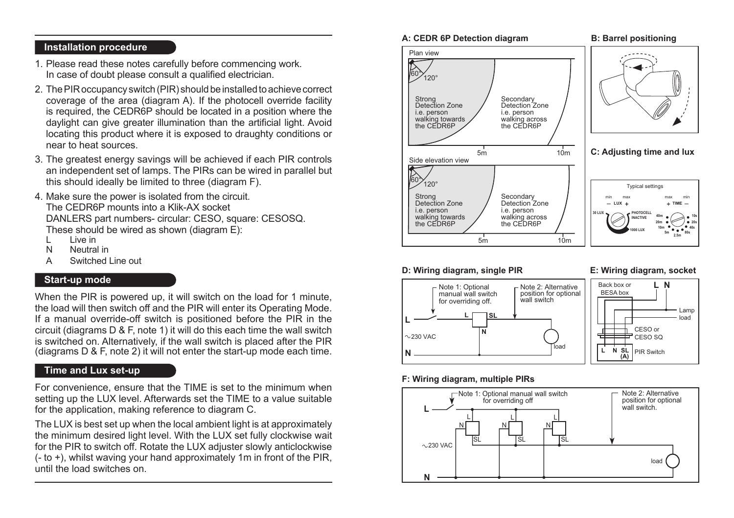## Installation procedure

1. Please read these notes carefully before commencing work. In case of doubt please consult a qualified electrician.
2. The PIR occupancy switch (PIR) should be installed to achieve correct coverage of the area (diagram A). If the photocell override facility is required, the CEDR6P should be located in a position where the daylight can give greater illumination than the artificial light. Avoid locating this product where it is exposed to draughty conditions or near to heat sources.
3. The greatest energy savings will be achieved if each PIR controls an independent set of lamps. The PIRs can be wired in parallel but this should ideally be limited to three (diagram F).
4. Make sure the power is isolated from the circuit. The CEDR6P mounts into a Klik-AX socket DANLERS part numbers- circular: CESO, square: CESOSQ. These should be wired as shown (diagram E):
   - L Live in
   - N Neutral in
   - A Switched Line out

## Start-up mode

When the PIR is powered up, it will switch on the load for 1 minute, the load will then switch off and the PIR will enter its Operating Mode. If a manual override-off switch is positioned before the PIR in the circuit (diagrams D & F, note 1) it will do this each time the wall switch is switched on. Alternatively, if the wall switch is placed after the PIR (diagrams D & F, note 2) it will not enter the start-up mode each time.

## Time and Lux set-up

For convenience, ensure that the TIME is set to the minimum when setting up the LUX level. Afterwards set the TIME to a value suitable for the application, making reference to diagram C.

The LUX is best set up when the local ambient light is at approximately the minimum desired light level. With the LUX set fully clockwise wait for the PIR to switch off. Rotate the LUX adjuster slowly anticlockwise (- to +), whilst waving your hand approximately 1m in front of the PIR, until the load switches on.

### A: CEDR 6P Detection diagram

Plan view

60°
120°

Strong Detection Zone i.e. person walking towards the CEDR6P

Secondary Detection Zone i.e. person walking across the CEDR6P

5m
10m

Side elevation view

60°
120°

Strong Detection Zone i.e. person walking towards the CEDR6P

Secondary Detection Zone i.e. person walking across the CEDR6P

5m
10m

### B: Barrel positioning

### C: Adjusting time and lux

Typical settings

min max
− LUX +

max min
+ TIME −

30 LUX
PHOTOCELL INACTIVE
1000 LUX

40m
20m
10m
5m
2.5m
80s
40s
20s
10s

### D: Wiring diagram, single PIR

Note 1: Optional manual wall switch for overriding off.

Note 2: Alternative position for optional wall switch

L
SL
N
L
~230 VAC
N
load

### E: Wiring diagram, socket

Back box or BESA box

L N

Lamp load

CESO or CESO SQ

L N SL (A)

PIR Switch

### F: Wiring diagram, multiple PIRs

Note 1: Optional manual wall switch for overriding off

Note 2: Alternative position for optional wall switch.

L
L N SL
L N SL
L N SL
~230 VAC
load
N